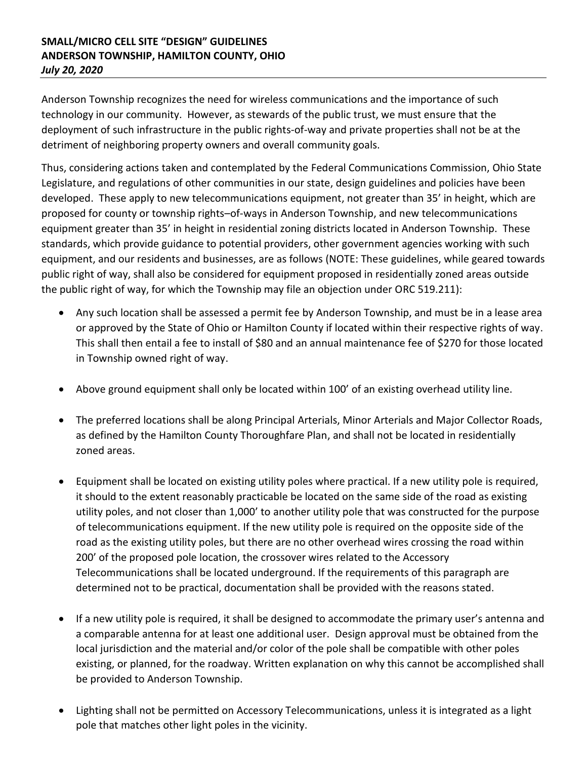**SMALL/MICRO CELL SITE "DESIGN" GUIDELINES**
**ANDERSON TOWNSHIP, HAMILTON COUNTY, OHIO**
***July 20, 2020***

---

Anderson Township recognizes the need for wireless communications and the importance of such technology in our community. However, as stewards of the public trust, we must ensure that the deployment of such infrastructure in the public rights-of-way and private properties shall not be at the detriment of neighboring property owners and overall community goals.

Thus, considering actions taken and contemplated by the Federal Communications Commission, Ohio State Legislature, and regulations of other communities in our state, design guidelines and policies have been developed. These apply to new telecommunications equipment, not greater than 35' in height, which are proposed for county or township rights–of-ways in Anderson Township, and new telecommunications equipment greater than 35' in height in residential zoning districts located in Anderson Township. These standards, which provide guidance to potential providers, other government agencies working with such equipment, and our residents and businesses, are as follows (NOTE: These guidelines, while geared towards public right of way, shall also be considered for equipment proposed in residentially zoned areas outside the public right of way, for which the Township may file an objection under ORC 519.211):

- Any such location shall be assessed a permit fee by Anderson Township, and must be in a lease area or approved by the State of Ohio or Hamilton County if located within their respective rights of way. This shall then entail a fee to install of $80 and an annual maintenance fee of $270 for those located in Township owned right of way.

- Above ground equipment shall only be located within 100' of an existing overhead utility line.

- The preferred locations shall be along Principal Arterials, Minor Arterials and Major Collector Roads, as defined by the Hamilton County Thoroughfare Plan, and shall not be located in residentially zoned areas.

- Equipment shall be located on existing utility poles where practical. If a new utility pole is required, it should to the extent reasonably practicable be located on the same side of the road as existing utility poles, and not closer than 1,000' to another utility pole that was constructed for the purpose of telecommunications equipment. If the new utility pole is required on the opposite side of the road as the existing utility poles, but there are no other overhead wires crossing the road within 200' of the proposed pole location, the crossover wires related to the Accessory Telecommunications shall be located underground. If the requirements of this paragraph are determined not to be practical, documentation shall be provided with the reasons stated.

- If a new utility pole is required, it shall be designed to accommodate the primary user's antenna and a comparable antenna for at least one additional user. Design approval must be obtained from the local jurisdiction and the material and/or color of the pole shall be compatible with other poles existing, or planned, for the roadway. Written explanation on why this cannot be accomplished shall be provided to Anderson Township.

- Lighting shall not be permitted on Accessory Telecommunications, unless it is integrated as a light pole that matches other light poles in the vicinity.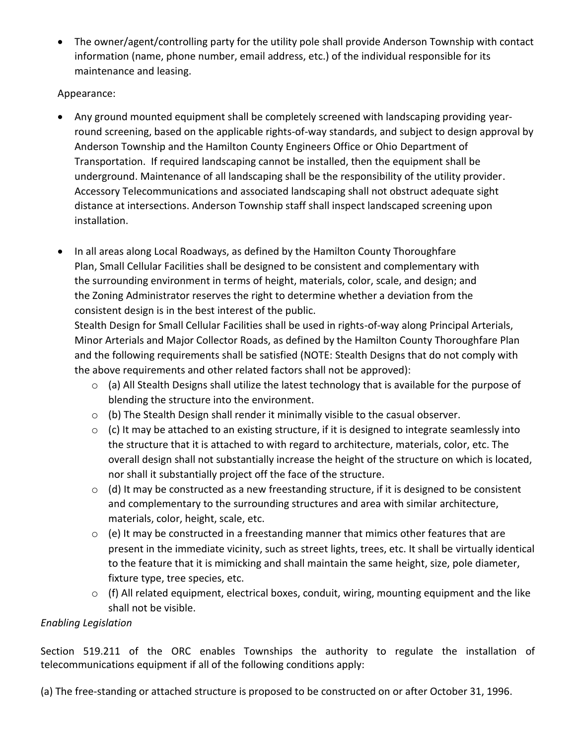- The owner/agent/controlling party for the utility pole shall provide Anderson Township with contact information (name, phone number, email address, etc.) of the individual responsible for its maintenance and leasing.

Appearance:

- Any ground mounted equipment shall be completely screened with landscaping providing year-round screening, based on the applicable rights-of-way standards, and subject to design approval by Anderson Township and the Hamilton County Engineers Office or Ohio Department of Transportation. If required landscaping cannot be installed, then the equipment shall be underground. Maintenance of all landscaping shall be the responsibility of the utility provider. Accessory Telecommunications and associated landscaping shall not obstruct adequate sight distance at intersections. Anderson Township staff shall inspect landscaped screening upon installation.

- In all areas along Local Roadways, as defined by the Hamilton County Thoroughfare Plan, Small Cellular Facilities shall be designed to be consistent and complementary with the surrounding environment in terms of height, materials, color, scale, and design; and the Zoning Administrator reserves the right to determine whether a deviation from the consistent design is in the best interest of the public.
  Stealth Design for Small Cellular Facilities shall be used in rights-of-way along Principal Arterials, Minor Arterials and Major Collector Roads, as defined by the Hamilton County Thoroughfare Plan and the following requirements shall be satisfied (NOTE: Stealth Designs that do not comply with the above requirements and other related factors shall not be approved):
  - (a) All Stealth Designs shall utilize the latest technology that is available for the purpose of blending the structure into the environment.
  - (b) The Stealth Design shall render it minimally visible to the casual observer.
  - (c) It may be attached to an existing structure, if it is designed to integrate seamlessly into the structure that it is attached to with regard to architecture, materials, color, etc. The overall design shall not substantially increase the height of the structure on which is located, nor shall it substantially project off the face of the structure.
  - (d) It may be constructed as a new freestanding structure, if it is designed to be consistent and complementary to the surrounding structures and area with similar architecture, materials, color, height, scale, etc.
  - (e) It may be constructed in a freestanding manner that mimics other features that are present in the immediate vicinity, such as street lights, trees, etc. It shall be virtually identical to the feature that it is mimicking and shall maintain the same height, size, pole diameter, fixture type, tree species, etc.
  - (f) All related equipment, electrical boxes, conduit, wiring, mounting equipment and the like shall not be visible.

*Enabling Legislation*

Section 519.211 of the ORC enables Townships the authority to regulate the installation of telecommunications equipment if all of the following conditions apply:

(a) The free-standing or attached structure is proposed to be constructed on or after October 31, 1996.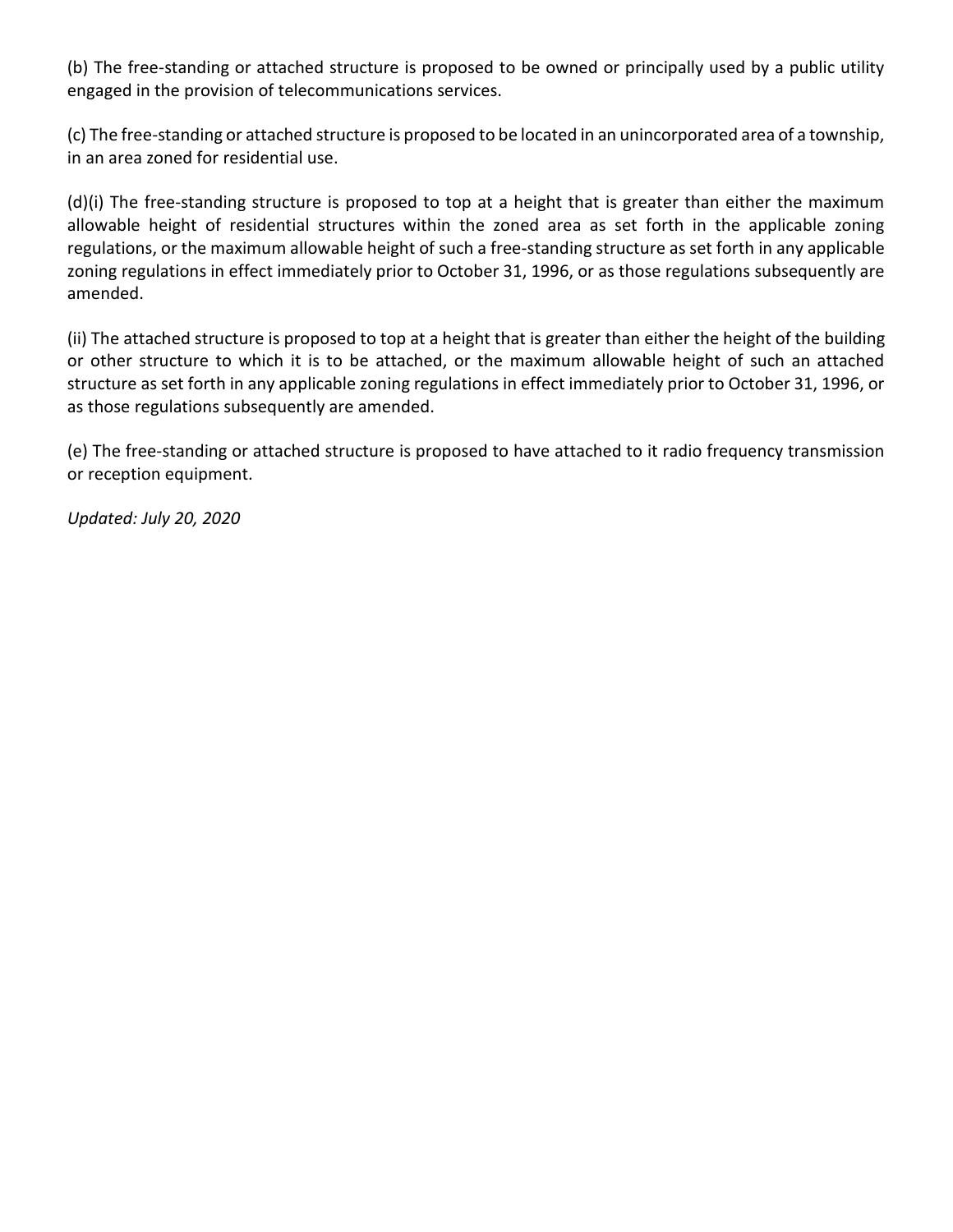(b) The free-standing or attached structure is proposed to be owned or principally used by a public utility engaged in the provision of telecommunications services.

(c) The free-standing or attached structure is proposed to be located in an unincorporated area of a township, in an area zoned for residential use.

(d)(i) The free-standing structure is proposed to top at a height that is greater than either the maximum allowable height of residential structures within the zoned area as set forth in the applicable zoning regulations, or the maximum allowable height of such a free-standing structure as set forth in any applicable zoning regulations in effect immediately prior to October 31, 1996, or as those regulations subsequently are amended.

(ii) The attached structure is proposed to top at a height that is greater than either the height of the building or other structure to which it is to be attached, or the maximum allowable height of such an attached structure as set forth in any applicable zoning regulations in effect immediately prior to October 31, 1996, or as those regulations subsequently are amended.

(e) The free-standing or attached structure is proposed to have attached to it radio frequency transmission or reception equipment.

*Updated: July 20, 2020*